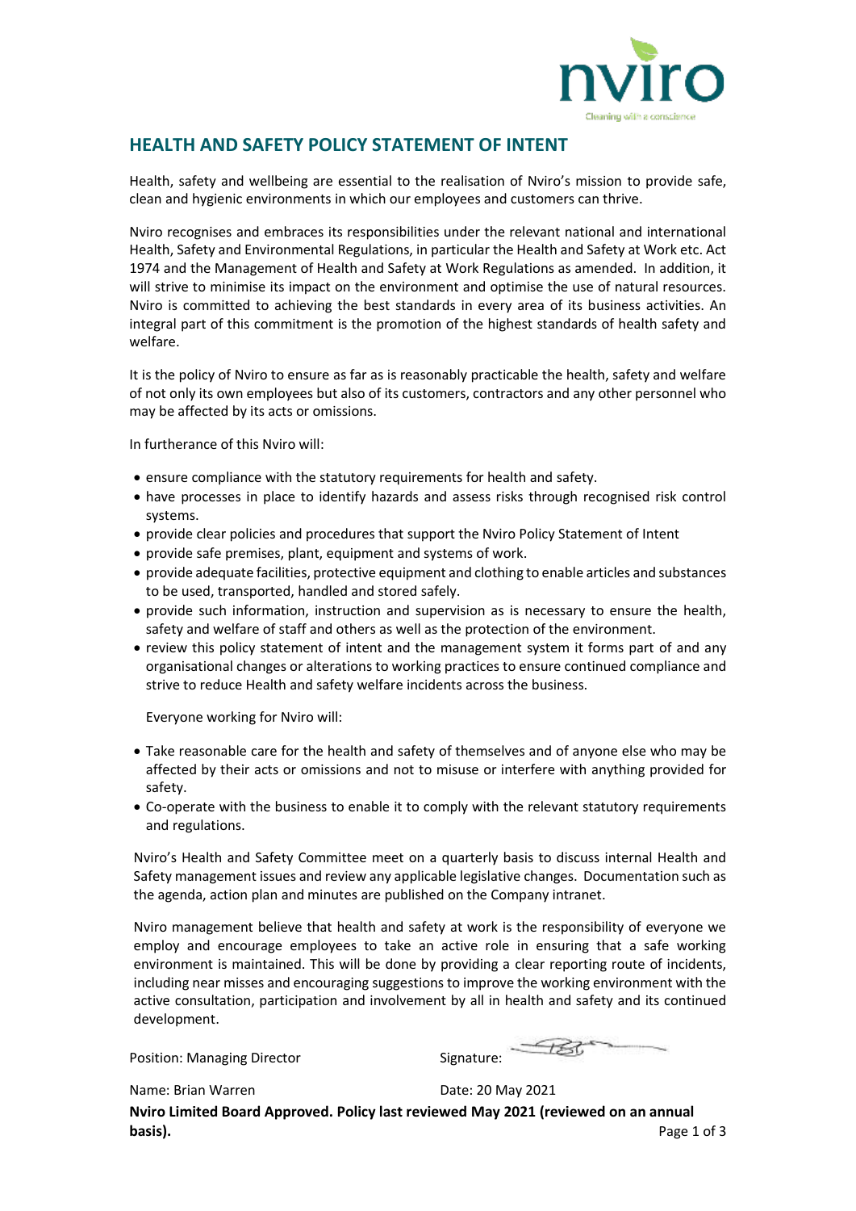# HEALTH AND SAFETY POLICY STATEMENT OF INTENT

Health, safety and wellbeing are essential to the realisation of Nviro's mission to provide safe, clean and hygienic environments in which our employees and customers can thrive.

Nviro recognises and embraces its responsibilities under the relevant national and international Health, Safety and Environmental Regulations, in particular the Health and Safety at Work etc. Act 1974 and the Management of Health and Safety at Work Regulations as amended. In addition, it will strive to minimise its impact on the environment and optimise the use of natural resources. Nviro is committed to achieving the best standards in every area of its business activities. An integral part of this commitment is the promotion of the highest standards of health safety and welfare.

It is the policy of Nviro to ensure as far as is reasonably practicable the health, safety and welfare of not only its own employees but also of its customers, contractors and any other personnel who may be affected by its acts or omissions.

In furtherance of this Nviro will:

- ensure compliance with the statutory requirements for health and safety.
- have processes in place to identify hazards and assess risks through recognised risk control systems.
- provide clear policies and procedures that support the Nviro Policy Statement of Intent
- provide safe premises, plant, equipment and systems of work.
- provide adequate facilities, protective equipment and clothing to enable articles and substances to be used, transported, handled and stored safely.
- provide such information, instruction and supervision as is necessary to ensure the health, safety and welfare of staff and others as well as the protection of the environment.
- review this policy statement of intent and the management system it forms part of and any organisational changes or alterations to working practices to ensure continued compliance and strive to reduce Health and safety welfare incidents across the business.

Everyone working for Nviro will:

- Take reasonable care for the health and safety of themselves and of anyone else who may be affected by their acts or omissions and not to misuse or interfere with anything provided for safety.
- Co-operate with the business to enable it to comply with the relevant statutory requirements and regulations.

Nviro's Health and Safety Committee meet on a quarterly basis to discuss internal Health and Safety management issues and review any applicable legislative changes. Documentation such as the agenda, action plan and minutes are published on the Company intranet.

Nviro management believe that health and safety at work is the responsibility of everyone we employ and encourage employees to take an active role in ensuring that a safe working environment is maintained. This will be done by providing a clear reporting route of incidents, including near misses and encouraging suggestions to improve the working environment with the active consultation, participation and involvement by all in health and safety and its continued development.

Position: Managing Director

Signature:

Name: Brian Warren

Date: 20 May 2021

**Nviro Limited Board Approved. Policy last reviewed May 2021 (reviewed on an annual basis).**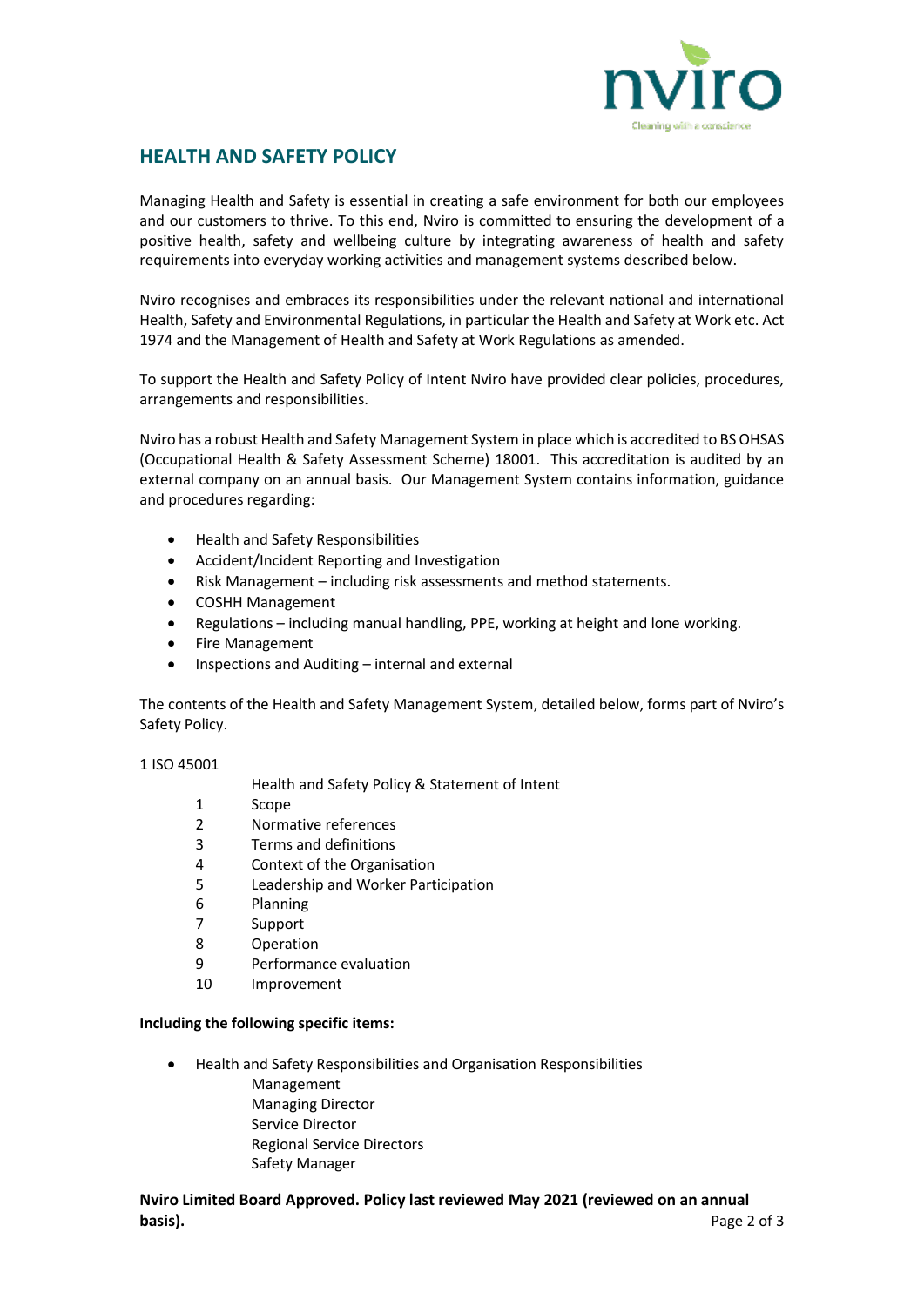## HEALTH AND SAFETY POLICY

Managing Health and Safety is essential in creating a safe environment for both our employees and our customers to thrive. To this end, Nviro is committed to ensuring the development of a positive health, safety and wellbeing culture by integrating awareness of health and safety requirements into everyday working activities and management systems described below.

Nviro recognises and embraces its responsibilities under the relevant national and international Health, Safety and Environmental Regulations, in particular the Health and Safety at Work etc. Act 1974 and the Management of Health and Safety at Work Regulations as amended.

To support the Health and Safety Policy of Intent Nviro have provided clear policies, procedures, arrangements and responsibilities.

Nviro has a robust Health and Safety Management System in place which is accredited to BS OHSAS (Occupational Health & Safety Assessment Scheme) 18001. This accreditation is audited by an external company on an annual basis. Our Management System contains information, guidance and procedures regarding:

- Health and Safety Responsibilities
- Accident/Incident Reporting and Investigation
- Risk Management – including risk assessments and method statements.
- COSHH Management
- Regulations – including manual handling, PPE, working at height and lone working.
- Fire Management
- Inspections and Auditing – internal and external

The contents of the Health and Safety Management System, detailed below, forms part of Nviro's Safety Policy.

1 ISO 45001

Health and Safety Policy & Statement of Intent

1 Scope
2 Normative references
3 Terms and definitions
4 Context of the Organisation
5 Leadership and Worker Participation
6 Planning
7 Support
8 Operation
9 Performance evaluation
10 Improvement

**Including the following specific items:**

- Health and Safety Responsibilities and Organisation Responsibilities
  - Management
  - Managing Director
  - Service Director
  - Regional Service Directors
  - Safety Manager

**Nviro Limited Board Approved. Policy last reviewed May 2021 (reviewed on an annual basis).**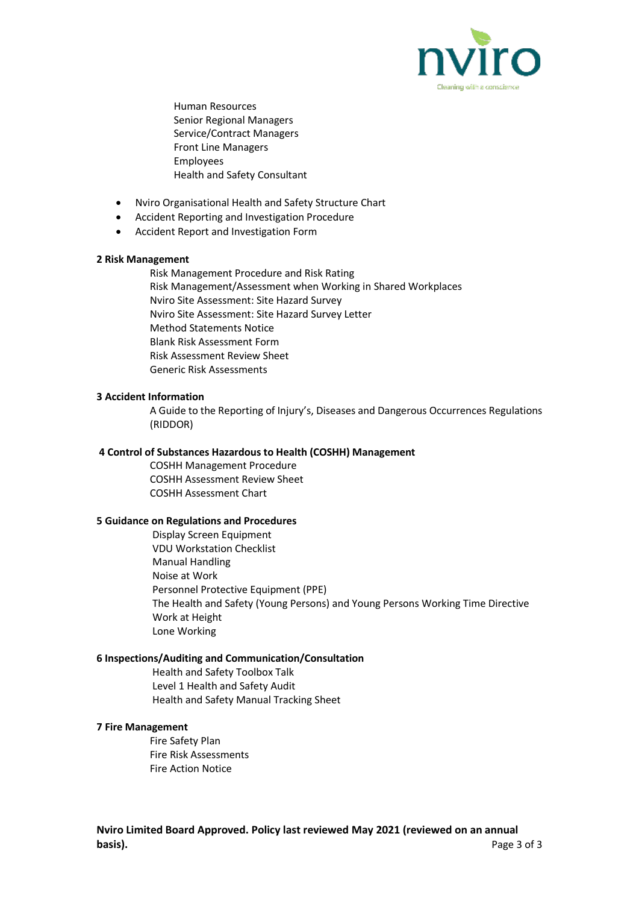Human Resources
Senior Regional Managers
Service/Contract Managers
Front Line Managers
Employees
Health and Safety Consultant

- Nviro Organisational Health and Safety Structure Chart
- Accident Reporting and Investigation Procedure
- Accident Report and Investigation Form

**2 Risk Management**

Risk Management Procedure and Risk Rating
Risk Management/Assessment when Working in Shared Workplaces
Nviro Site Assessment: Site Hazard Survey
Nviro Site Assessment: Site Hazard Survey Letter
Method Statements Notice
Blank Risk Assessment Form
Risk Assessment Review Sheet
Generic Risk Assessments

**3 Accident Information**

A Guide to the Reporting of Injury's, Diseases and Dangerous Occurrences Regulations (RIDDOR)

**4 Control of Substances Hazardous to Health (COSHH) Management**

COSHH Management Procedure
COSHH Assessment Review Sheet
COSHH Assessment Chart

**5 Guidance on Regulations and Procedures**

Display Screen Equipment
VDU Workstation Checklist
Manual Handling
Noise at Work
Personnel Protective Equipment (PPE)
The Health and Safety (Young Persons) and Young Persons Working Time Directive
Work at Height
Lone Working

**6 Inspections/Auditing and Communication/Consultation**

Health and Safety Toolbox Talk
Level 1 Health and Safety Audit
Health and Safety Manual Tracking Sheet

**7 Fire Management**

Fire Safety Plan
Fire Risk Assessments
Fire Action Notice

**Nviro Limited Board Approved. Policy last reviewed May 2021 (reviewed on an annual basis).**